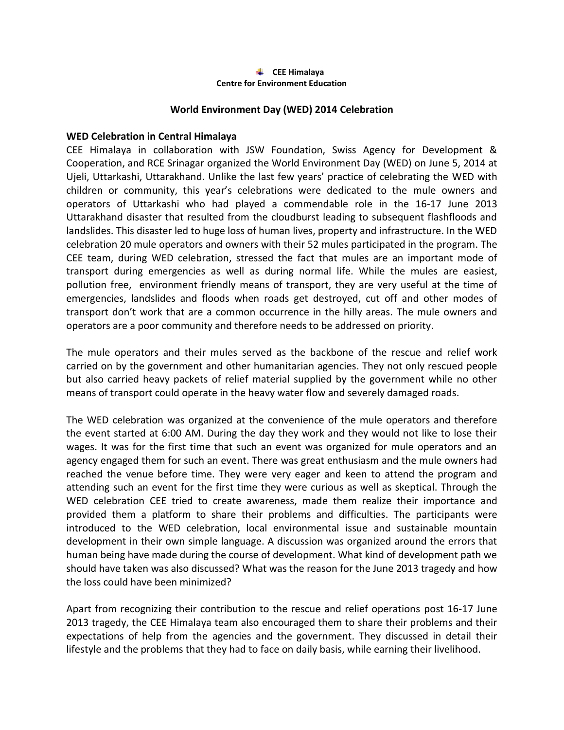**CEE Himalaya**
**Centre for Environment Education**

## World Environment Day (WED) 2014 Celebration

### WED Celebration in Central Himalaya

CEE Himalaya in collaboration with JSW Foundation, Swiss Agency for Development & Cooperation, and RCE Srinagar organized the World Environment Day (WED) on June 5, 2014 at Ujeli, Uttarkashi, Uttarakhand. Unlike the last few years' practice of celebrating the WED with children or community, this year's celebrations were dedicated to the mule owners and operators of Uttarkashi who had played a commendable role in the 16-17 June 2013 Uttarakhand disaster that resulted from the cloudburst leading to subsequent flashfloods and landslides. This disaster led to huge loss of human lives, property and infrastructure. In the WED celebration 20 mule operators and owners with their 52 mules participated in the program. The CEE team, during WED celebration, stressed the fact that mules are an important mode of transport during emergencies as well as during normal life. While the mules are easiest, pollution free, environment friendly means of transport, they are very useful at the time of emergencies, landslides and floods when roads get destroyed, cut off and other modes of transport don't work that are a common occurrence in the hilly areas. The mule owners and operators are a poor community and therefore needs to be addressed on priority.

The mule operators and their mules served as the backbone of the rescue and relief work carried on by the government and other humanitarian agencies. They not only rescued people but also carried heavy packets of relief material supplied by the government while no other means of transport could operate in the heavy water flow and severely damaged roads.

The WED celebration was organized at the convenience of the mule operators and therefore the event started at 6:00 AM. During the day they work and they would not like to lose their wages. It was for the first time that such an event was organized for mule operators and an agency engaged them for such an event. There was great enthusiasm and the mule owners had reached the venue before time. They were very eager and keen to attend the program and attending such an event for the first time they were curious as well as skeptical. Through the WED celebration CEE tried to create awareness, made them realize their importance and provided them a platform to share their problems and difficulties. The participants were introduced to the WED celebration, local environmental issue and sustainable mountain development in their own simple language. A discussion was organized around the errors that human being have made during the course of development. What kind of development path we should have taken was also discussed? What was the reason for the June 2013 tragedy and how the loss could have been minimized?

Apart from recognizing their contribution to the rescue and relief operations post 16-17 June 2013 tragedy, the CEE Himalaya team also encouraged them to share their problems and their expectations of help from the agencies and the government. They discussed in detail their lifestyle and the problems that they had to face on daily basis, while earning their livelihood.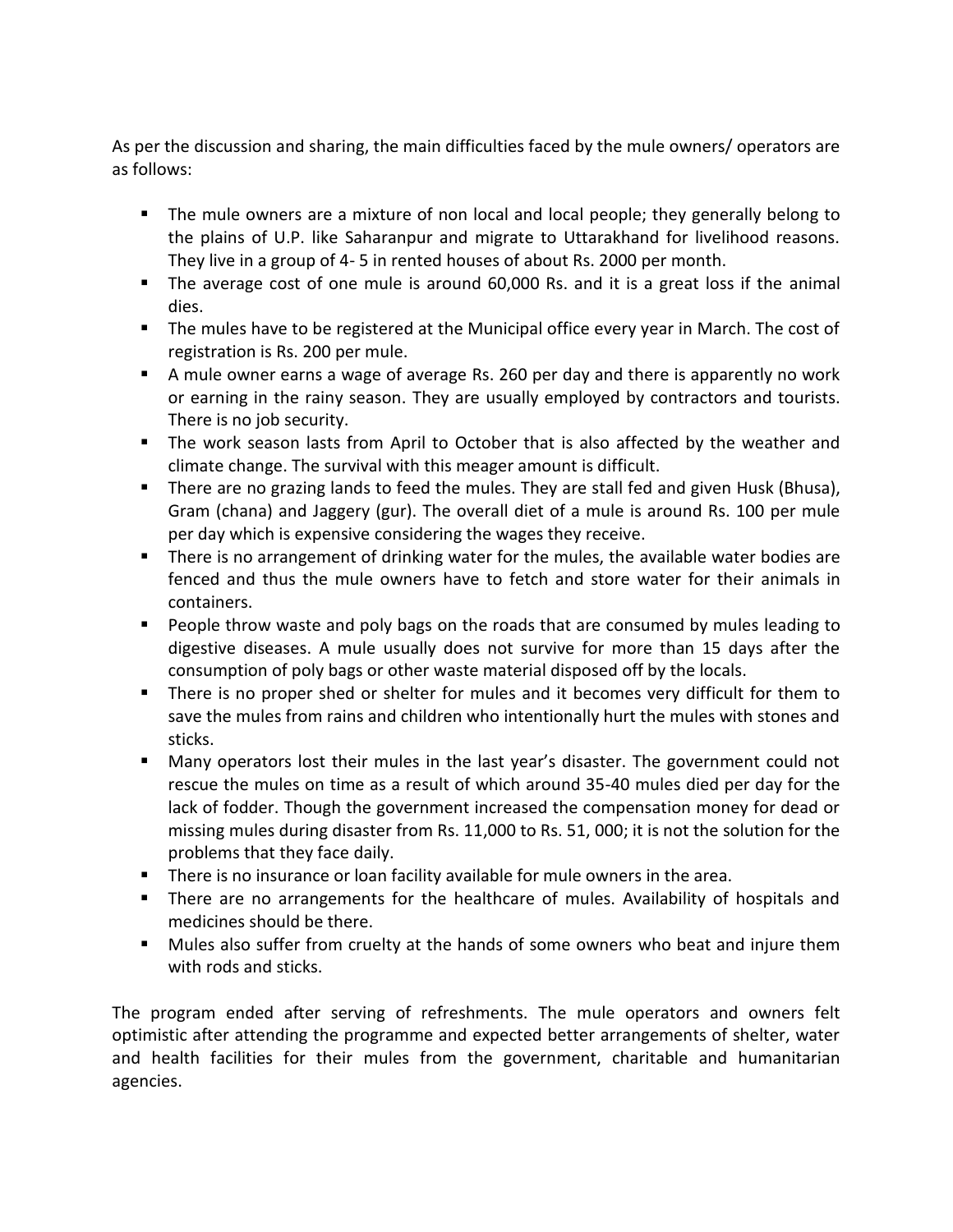As per the discussion and sharing, the main difficulties faced by the mule owners/ operators are as follows:

- The mule owners are a mixture of non local and local people; they generally belong to the plains of U.P. like Saharanpur and migrate to Uttarakhand for livelihood reasons. They live in a group of 4- 5 in rented houses of about Rs. 2000 per month.
- The average cost of one mule is around 60,000 Rs. and it is a great loss if the animal dies.
- The mules have to be registered at the Municipal office every year in March. The cost of registration is Rs. 200 per mule.
- A mule owner earns a wage of average Rs. 260 per day and there is apparently no work or earning in the rainy season. They are usually employed by contractors and tourists. There is no job security.
- The work season lasts from April to October that is also affected by the weather and climate change. The survival with this meager amount is difficult.
- There are no grazing lands to feed the mules. They are stall fed and given Husk (Bhusa), Gram (chana) and Jaggery (gur). The overall diet of a mule is around Rs. 100 per mule per day which is expensive considering the wages they receive.
- There is no arrangement of drinking water for the mules, the available water bodies are fenced and thus the mule owners have to fetch and store water for their animals in containers.
- People throw waste and poly bags on the roads that are consumed by mules leading to digestive diseases. A mule usually does not survive for more than 15 days after the consumption of poly bags or other waste material disposed off by the locals.
- There is no proper shed or shelter for mules and it becomes very difficult for them to save the mules from rains and children who intentionally hurt the mules with stones and sticks.
- Many operators lost their mules in the last year's disaster. The government could not rescue the mules on time as a result of which around 35-40 mules died per day for the lack of fodder. Though the government increased the compensation money for dead or missing mules during disaster from Rs. 11,000 to Rs. 51, 000; it is not the solution for the problems that they face daily.
- There is no insurance or loan facility available for mule owners in the area.
- There are no arrangements for the healthcare of mules. Availability of hospitals and medicines should be there.
- Mules also suffer from cruelty at the hands of some owners who beat and injure them with rods and sticks.

The program ended after serving of refreshments. The mule operators and owners felt optimistic after attending the programme and expected better arrangements of shelter, water and health facilities for their mules from the government, charitable and humanitarian agencies.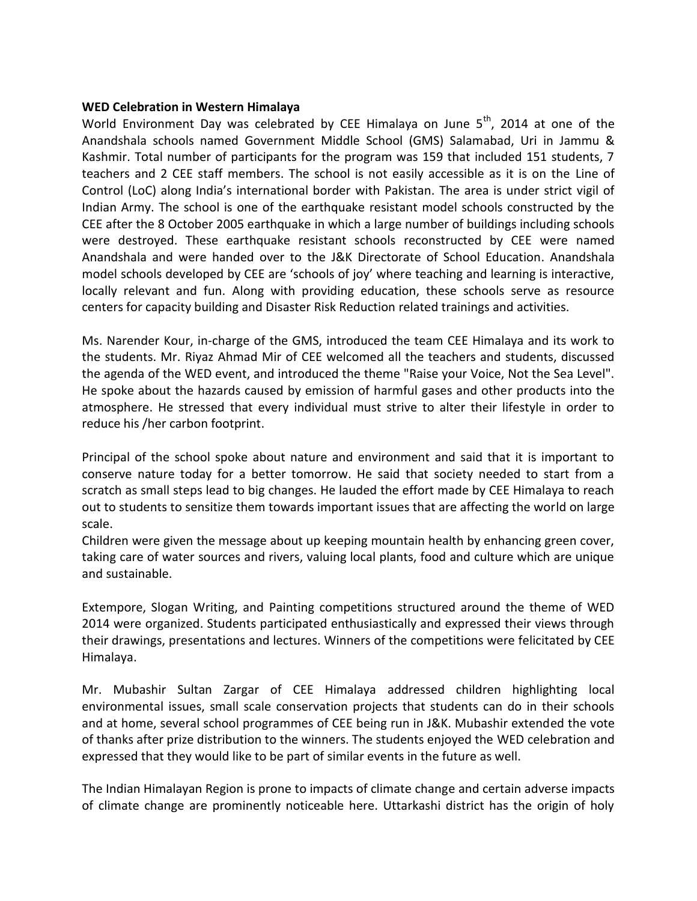**WED Celebration in Western Himalaya**

World Environment Day was celebrated by CEE Himalaya on June 5th, 2014 at one of the Anandshala schools named Government Middle School (GMS) Salamabad, Uri in Jammu & Kashmir. Total number of participants for the program was 159 that included 151 students, 7 teachers and 2 CEE staff members. The school is not easily accessible as it is on the Line of Control (LoC) along India's international border with Pakistan. The area is under strict vigil of Indian Army. The school is one of the earthquake resistant model schools constructed by the CEE after the 8 October 2005 earthquake in which a large number of buildings including schools were destroyed. These earthquake resistant schools reconstructed by CEE were named Anandshala and were handed over to the J&K Directorate of School Education. Anandshala model schools developed by CEE are 'schools of joy' where teaching and learning is interactive, locally relevant and fun. Along with providing education, these schools serve as resource centers for capacity building and Disaster Risk Reduction related trainings and activities.

Ms. Narender Kour, in-charge of the GMS, introduced the team CEE Himalaya and its work to the students. Mr. Riyaz Ahmad Mir of CEE welcomed all the teachers and students, discussed the agenda of the WED event, and introduced the theme "Raise your Voice, Not the Sea Level". He spoke about the hazards caused by emission of harmful gases and other products into the atmosphere. He stressed that every individual must strive to alter their lifestyle in order to reduce his /her carbon footprint.

Principal of the school spoke about nature and environment and said that it is important to conserve nature today for a better tomorrow. He said that society needed to start from a scratch as small steps lead to big changes. He lauded the effort made by CEE Himalaya to reach out to students to sensitize them towards important issues that are affecting the world on large scale.

Children were given the message about up keeping mountain health by enhancing green cover, taking care of water sources and rivers, valuing local plants, food and culture which are unique and sustainable.

Extempore, Slogan Writing, and Painting competitions structured around the theme of WED 2014 were organized. Students participated enthusiastically and expressed their views through their drawings, presentations and lectures. Winners of the competitions were felicitated by CEE Himalaya.

Mr. Mubashir Sultan Zargar of CEE Himalaya addressed children highlighting local environmental issues, small scale conservation projects that students can do in their schools and at home, several school programmes of CEE being run in J&K. Mubashir extended the vote of thanks after prize distribution to the winners. The students enjoyed the WED celebration and expressed that they would like to be part of similar events in the future as well.

The Indian Himalayan Region is prone to impacts of climate change and certain adverse impacts of climate change are prominently noticeable here. Uttarkashi district has the origin of holy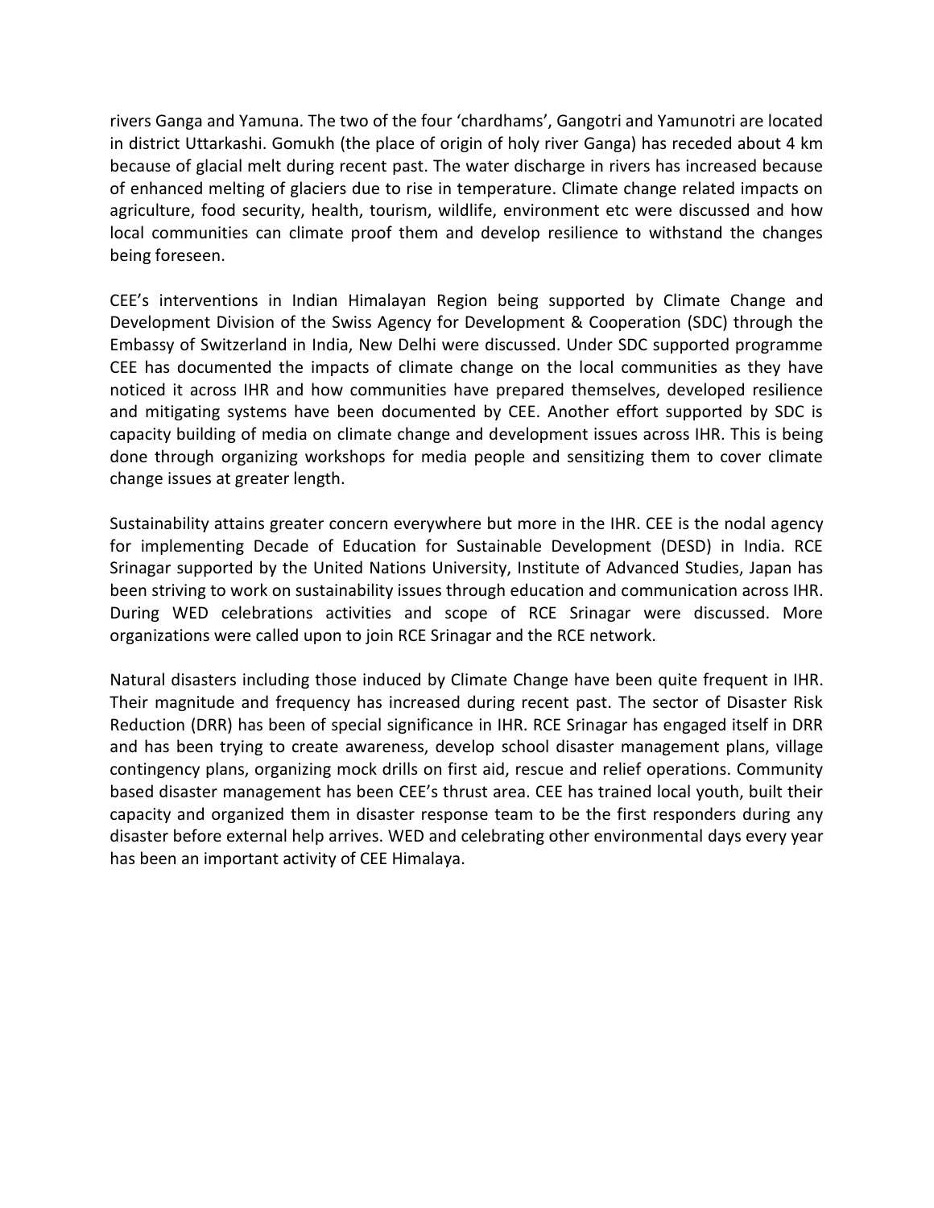rivers Ganga and Yamuna. The two of the four 'chardhams', Gangotri and Yamunotri are located in district Uttarkashi. Gomukh (the place of origin of holy river Ganga) has receded about 4 km because of glacial melt during recent past. The water discharge in rivers has increased because of enhanced melting of glaciers due to rise in temperature. Climate change related impacts on agriculture, food security, health, tourism, wildlife, environment etc were discussed and how local communities can climate proof them and develop resilience to withstand the changes being foreseen.

CEE's interventions in Indian Himalayan Region being supported by Climate Change and Development Division of the Swiss Agency for Development & Cooperation (SDC) through the Embassy of Switzerland in India, New Delhi were discussed. Under SDC supported programme CEE has documented the impacts of climate change on the local communities as they have noticed it across IHR and how communities have prepared themselves, developed resilience and mitigating systems have been documented by CEE. Another effort supported by SDC is capacity building of media on climate change and development issues across IHR. This is being done through organizing workshops for media people and sensitizing them to cover climate change issues at greater length.

Sustainability attains greater concern everywhere but more in the IHR. CEE is the nodal agency for implementing Decade of Education for Sustainable Development (DESD) in India. RCE Srinagar supported by the United Nations University, Institute of Advanced Studies, Japan has been striving to work on sustainability issues through education and communication across IHR. During WED celebrations activities and scope of RCE Srinagar were discussed. More organizations were called upon to join RCE Srinagar and the RCE network.

Natural disasters including those induced by Climate Change have been quite frequent in IHR. Their magnitude and frequency has increased during recent past. The sector of Disaster Risk Reduction (DRR) has been of special significance in IHR. RCE Srinagar has engaged itself in DRR and has been trying to create awareness, develop school disaster management plans, village contingency plans, organizing mock drills on first aid, rescue and relief operations. Community based disaster management has been CEE's thrust area. CEE has trained local youth, built their capacity and organized them in disaster response team to be the first responders during any disaster before external help arrives. WED and celebrating other environmental days every year has been an important activity of CEE Himalaya.